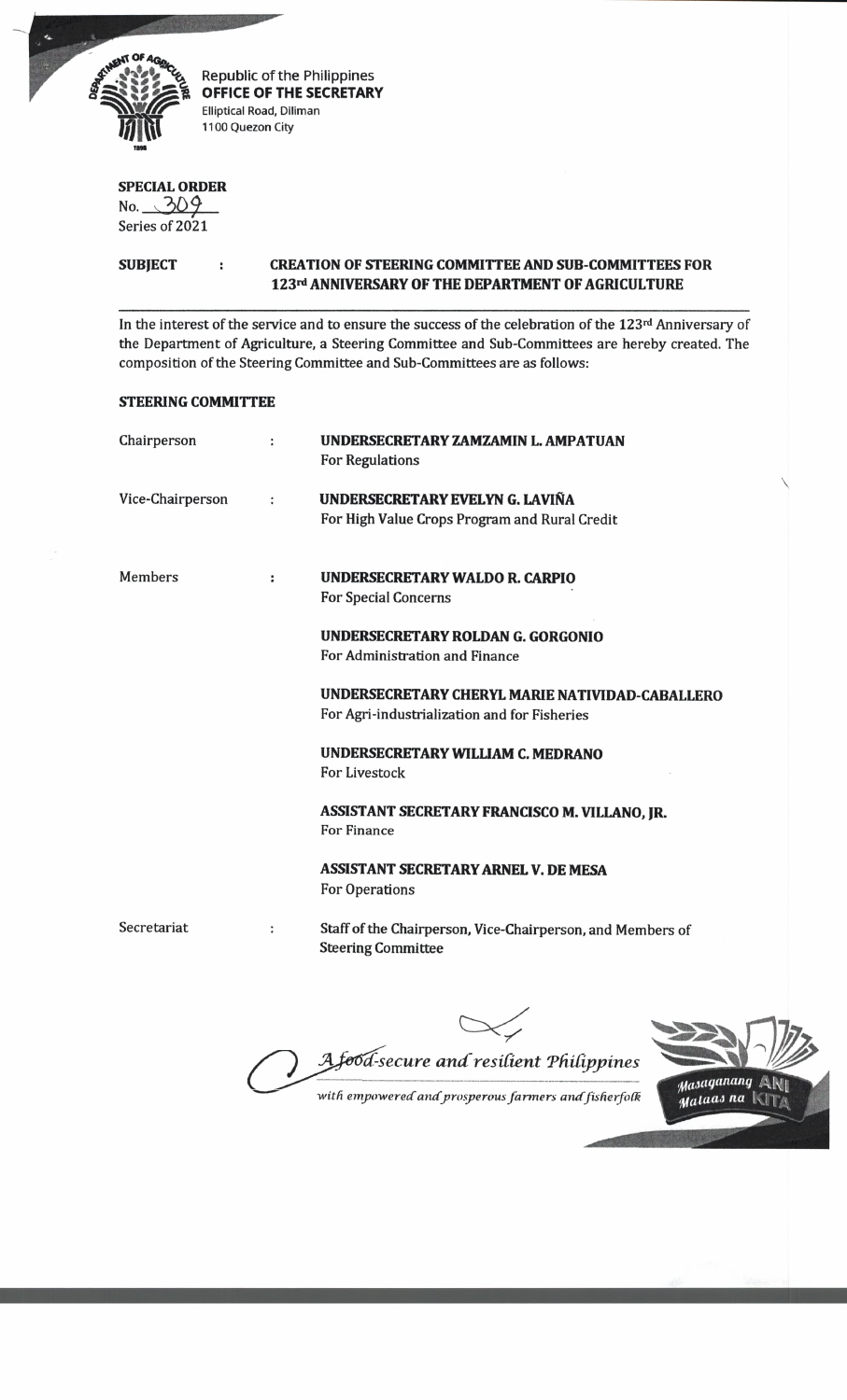Republic of the Philippines
**OFFICE OF THE SECRETARY**
Elliptical Road, Diliman
1100 Quezon City

**SPECIAL ORDER**
No. 309
Series of 2021

**SUBJECT : CREATION OF STEERING COMMITTEE AND SUB-COMMITTEES FOR 123rd ANNIVERSARY OF THE DEPARTMENT OF AGRICULTURE**

In the interest of the service and to ensure the success of the celebration of the 123rd Anniversary of the Department of Agriculture, a Steering Committee and Sub-Committees are hereby created. The composition of the Steering Committee and Sub-Committees are as follows:

**STEERING COMMITTEE**

| | | |
|---|---|---|
| Chairperson | : | **UNDERSECRETARY ZAMZAMIN L. AMPATUAN**<br>For Regulations |
| Vice-Chairperson | : | **UNDERSECRETARY EVELYN G. LAVIÑA**<br>For High Value Crops Program and Rural Credit |
| Members | : | **UNDERSECRETARY WALDO R. CARPIO**<br>For Special Concerns |
| | | **UNDERSECRETARY ROLDAN G. GORGONIO**<br>For Administration and Finance |
| | | **UNDERSECRETARY CHERYL MARIE NATIVIDAD-CABALLERO**<br>For Agri-industrialization and for Fisheries |
| | | **UNDERSECRETARY WILLIAM C. MEDRANO**<br>For Livestock |
| | | **ASSISTANT SECRETARY FRANCISCO M. VILLANO, JR.**<br>For Finance |
| | | **ASSISTANT SECRETARY ARNEL V. DE MESA**<br>For Operations |
| Secretariat | : | Staff of the Chairperson, Vice-Chairperson, and Members of Steering Committee |

*A food-secure and resilient Philippines*
*with empowered and prosperous farmers and fisherfolk*

Masaganang ANI Mataas na KITA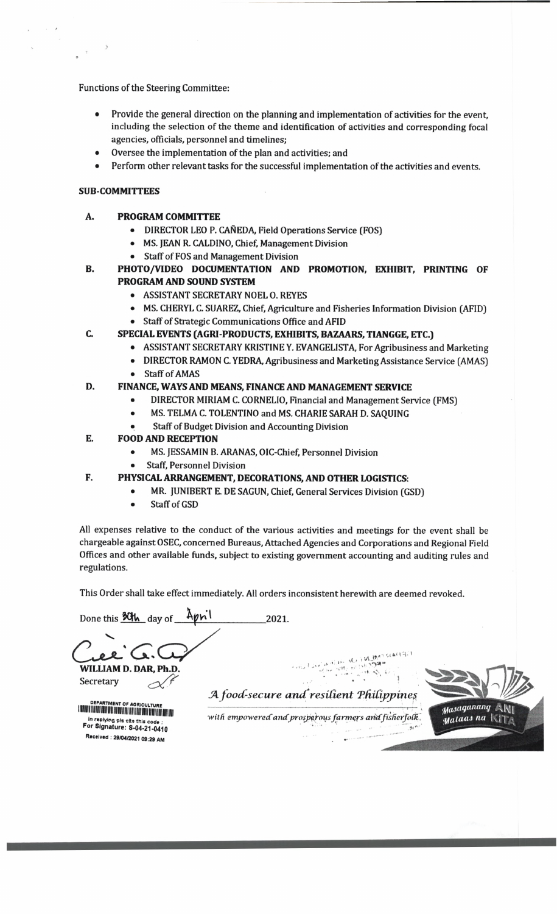Functions of the Steering Committee:

- Provide the general direction on the planning and implementation of activities for the event, including the selection of the theme and identification of activities and corresponding focal agencies, officials, personnel and timelines;
- Oversee the implementation of the plan and activities; and
- Perform other relevant tasks for the successful implementation of the activities and events.

**SUB-COMMITTEES**

**A. PROGRAM COMMITTEE**
- DIRECTOR LEO P. CAÑEDA, Field Operations Service (FOS)
- MS. JEAN R. CALDINO, Chief, Management Division
- Staff of FOS and Management Division

**B. PHOTO/VIDEO DOCUMENTATION AND PROMOTION, EXHIBIT, PRINTING OF PROGRAM AND SOUND SYSTEM**
- ASSISTANT SECRETARY NOEL O. REYES
- MS. CHERYL C. SUAREZ, Chief, Agriculture and Fisheries Information Division (AFID)
- Staff of Strategic Communications Office and AFID

**C. SPECIAL EVENTS (AGRI-PRODUCTS, EXHIBITS, BAZAARS, TIANGGE, ETC.)**
- ASSISTANT SECRETARY KRISTINE Y. EVANGELISTA, For Agribusiness and Marketing
- DIRECTOR RAMON C. YEDRA, Agribusiness and Marketing Assistance Service (AMAS)
- Staff of AMAS

**D. FINANCE, WAYS AND MEANS, FINANCE AND MANAGEMENT SERVICE**
- DIRECTOR MIRIAM C. CORNELIO, Financial and Management Service (FMS)
- MS. TELMA C. TOLENTINO and MS. CHARIE SARAH D. SAQUING
- Staff of Budget Division and Accounting Division

**E. FOOD AND RECEPTION**
- MS. JESSAMIN B. ARANAS, OIC-Chief, Personnel Division
- Staff, Personnel Division

**F. PHYSICAL ARRANGEMENT, DECORATIONS, AND OTHER LOGISTICS:**
- MR. JUNIBERT E. DE SAGUN, Chief, General Services Division (GSD)
- Staff of GSD

All expenses relative to the conduct of the various activities and meetings for the event shall be chargeable against OSEC, concerned Bureaus, Attached Agencies and Corporations and Regional Field Offices and other available funds, subject to existing government accounting and auditing rules and regulations.

This Order shall take effect immediately. All orders inconsistent herewith are deemed revoked.

Done this 30th day of April 2021.

**WILLIAM D. DAR, Ph.D.**
Secretary

DEPARTMENT OF AGRICULTURE
In replying pls cite this code :
For Signature: S-04-21-0410
Received : 29/04/2021 09:29 AM

*A food-secure and resilient Philippines*

*with empowered and prosperous farmers and fisherfolk*

Masaganang ANI Mataas na KITA